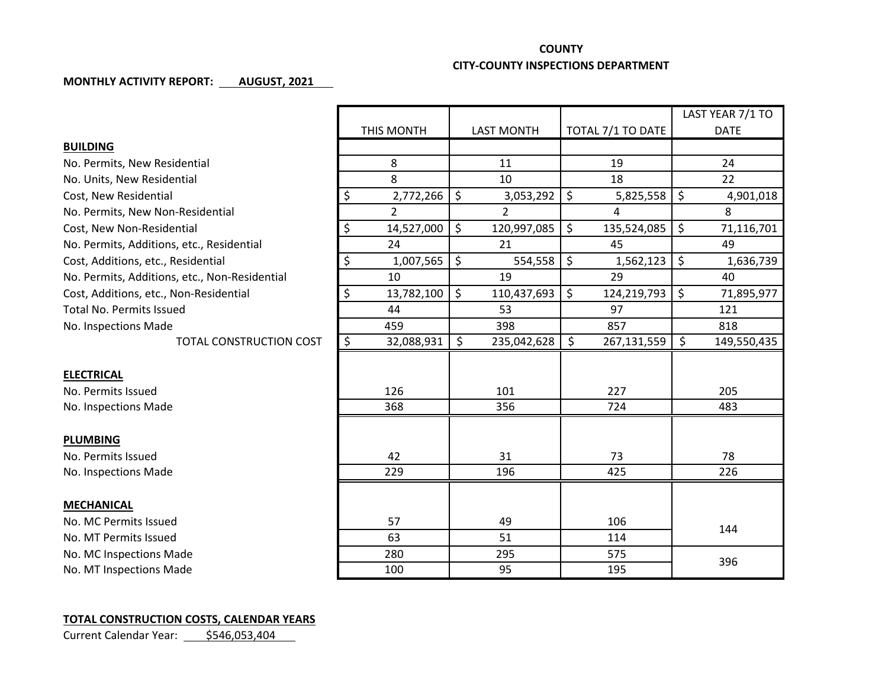**COUNTY**

**CITY-COUNTY INSPECTIONS DEPARTMENT**

**MONTHLY ACTIVITY REPORT: AUGUST, 2021**

| | THIS MONTH | LAST MONTH | TOTAL 7/1 TO DATE | LAST YEAR 7/1 TO DATE |
|---|---|---|---|---|
| **BUILDING** | | | | |
| No. Permits, New Residential | 8 | 11 | 19 | 24 |
| No. Units, New Residential | 8 | 10 | 18 | 22 |
| Cost, New Residential | $ 2,772,266 | $ 3,053,292 | $ 5,825,558 | $ 4,901,018 |
| No. Permits, New Non-Residential | 2 | 2 | 4 | 8 |
| Cost, New Non-Residential | $ 14,527,000 | $ 120,997,085 | $ 135,524,085 | $ 71,116,701 |
| No. Permits, Additions, etc., Residential | 24 | 21 | 45 | 49 |
| Cost, Additions, etc., Residential | $ 1,007,565 | $ 554,558 | $ 1,562,123 | $ 1,636,739 |
| No. Permits, Additions, etc., Non-Residential | 10 | 19 | 29 | 40 |
| Cost, Additions, etc., Non-Residential | $ 13,782,100 | $ 110,437,693 | $ 124,219,793 | $ 71,895,977 |
| Total No. Permits Issued | 44 | 53 | 97 | 121 |
| No. Inspections Made | 459 | 398 | 857 | 818 |
| TOTAL CONSTRUCTION COST | $ 32,088,931 | $ 235,042,628 | $ 267,131,559 | $ 149,550,435 |
| **ELECTRICAL** | | | | |
| No. Permits Issued | 126 | 101 | 227 | 205 |
| No. Inspections Made | 368 | 356 | 724 | 483 |
| **PLUMBING** | | | | |
| No. Permits Issued | 42 | 31 | 73 | 78 |
| No. Inspections Made | 229 | 196 | 425 | 226 |
| **MECHANICAL** | | | | |
| No. MC Permits Issued | 57 | 49 | 106 | 144 |
| No. MT Permits Issued | 63 | 51 | 114 | |
| No. MC Inspections Made | 280 | 295 | 575 | 396 |
| No. MT Inspections Made | 100 | 95 | 195 | |

**TOTAL CONSTRUCTION COSTS, CALENDAR YEARS**

Current Calendar Year: $546,053,404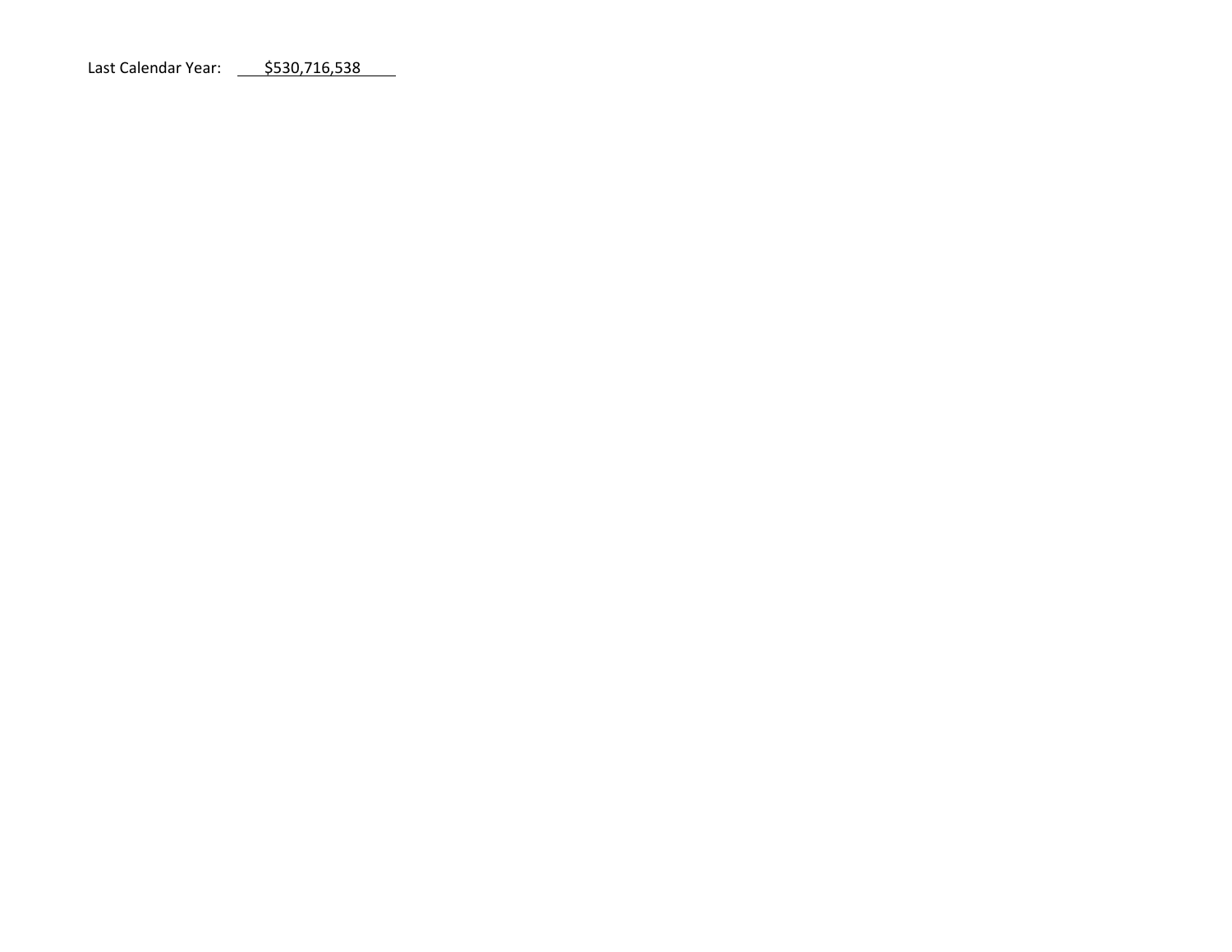Last Calendar Year: $530,716,538